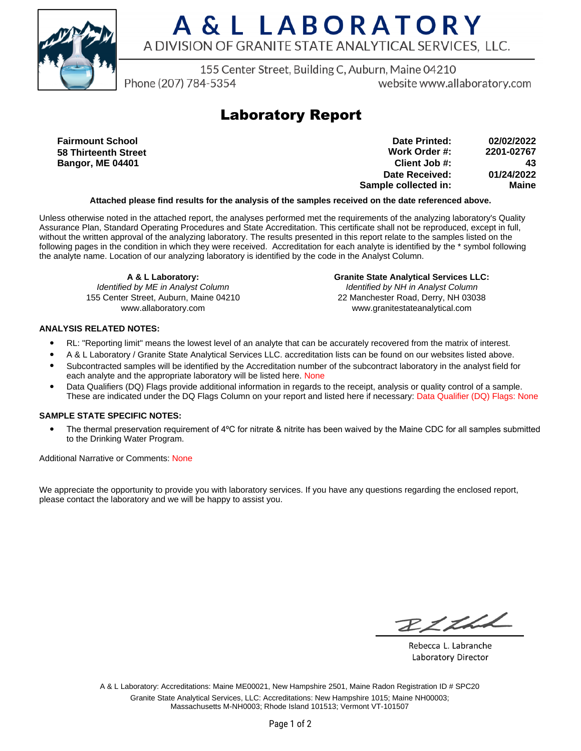# A & L LABORATORY

A DIVISION OF GRANITE STATE ANALYTICAL SERVICES, LLC.

155 Center Street, Building C, Auburn, Maine 04210

Phone (207) 784-5354 website www.allaboratory.com

## Laboratory Report

**Fairmount School**
**58 Thirteenth Street**
**Bangor, ME 04401**

| | |
|---|---|
| **Date Printed:** | **02/02/2022** |
| **Work Order #:** | **2201-02767** |
| **Client Job #:** | **43** |
| **Date Received:** | **01/24/2022** |
| **Sample collected in:** | **Maine** |

**Attached please find results for the analysis of the samples received on the date referenced above.**

Unless otherwise noted in the attached report, the analyses performed met the requirements of the analyzing laboratory's Quality Assurance Plan, Standard Operating Procedures and State Accreditation. This certificate shall not be reproduced, except in full, without the written approval of the analyzing laboratory. The results presented in this report relate to the samples listed on the following pages in the condition in which they were received. Accreditation for each analyte is identified by the * symbol following the analyte name. Location of our analyzing laboratory is identified by the code in the Analyst Column.

**A & L Laboratory:**
*Identified by ME in Analyst Column*
155 Center Street, Auburn, Maine 04210
www.allaboratory.com

**Granite State Analytical Services LLC:**
*Identified by NH in Analyst Column*
22 Manchester Road, Derry, NH 03038
www.granitestateanalytical.com

**ANALYSIS RELATED NOTES:**

- RL: "Reporting limit" means the lowest level of an analyte that can be accurately recovered from the matrix of interest.
- A & L Laboratory / Granite State Analytical Services LLC. accreditation lists can be found on our websites listed above.
- Subcontracted samples will be identified by the Accreditation number of the subcontract laboratory in the analyst field for each analyte and the appropriate laboratory will be listed here. None
- Data Qualifiers (DQ) Flags provide additional information in regards to the receipt, analysis or quality control of a sample. These are indicated under the DQ Flags Column on your report and listed here if necessary: Data Qualifier (DQ) Flags: None

**SAMPLE STATE SPECIFIC NOTES:**

- The thermal preservation requirement of 4ºC for nitrate & nitrite has been waived by the Maine CDC for all samples submitted to the Drinking Water Program.

Additional Narrative or Comments: None

We appreciate the opportunity to provide you with laboratory services. If you have any questions regarding the enclosed report, please contact the laboratory and we will be happy to assist you.

Rebecca L. Labranche
Laboratory Director

A & L Laboratory: Accreditations: Maine ME00021, New Hampshire 2501, Maine Radon Registration ID # SPC20
Granite State Analytical Services, LLC: Accreditations: New Hampshire 1015; Maine NH00003; Massachusetts M-NH0003; Rhode Island 101513; Vermont VT-101507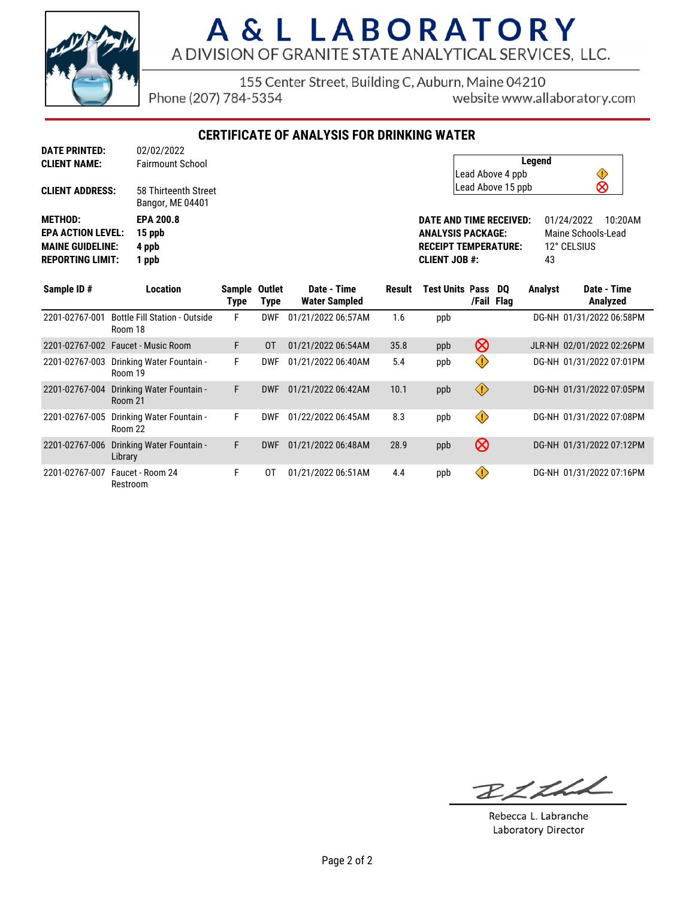# A & L LABORATORY

A DIVISION OF GRANITE STATE ANALYTICAL SERVICES, LLC.

155 Center Street, Building C, Auburn, Maine 04210

Phone (207) 784-5354 website www.allaboratory.com

## CERTIFICATE OF ANALYSIS FOR DRINKING WATER

**DATE PRINTED:** 02/02/2022

**CLIENT NAME:** Fairmount School

**CLIENT ADDRESS:** 58 Thirteenth Street
Bangor, ME 04401

**METHOD:** **EPA 200.8**

**EPA ACTION LEVEL:** **15 ppb**

**MAINE GUIDELINE:** **4 ppb**

**REPORTING LIMIT:** **1 ppb**

| Legend | |
|---|---|
| Lead Above 4 ppb | ⚠ |
| Lead Above 15 ppb | ⊗ |

**DATE AND TIME RECEIVED:** 01/24/2022 10:20AM

**ANALYSIS PACKAGE:** Maine Schools-Lead

**RECEIPT TEMPERATURE:** 12° CELSIUS

**CLIENT JOB #:** 43

| Sample ID # | Location | Sample Type | Outlet Type | Date - Time Water Sampled | Result | Test Units | Pass /Fail | DQ Flag | Analyst | Date - Time Analyzed |
|---|---|---|---|---|---|---|---|---|---|---|
| 2201-02767-001 | Bottle Fill Station - Outside Room 18 | F | DWF | 01/21/2022 06:57AM | 1.6 | ppb | | | DG-NH | 01/31/2022 06:58PM |
| 2201-02767-002 | Faucet - Music Room | F | OT | 01/21/2022 06:54AM | 35.8 | ppb | ⊗ | | JLR-NH | 02/01/2022 02:26PM |
| 2201-02767-003 | Drinking Water Fountain - Room 19 | F | DWF | 01/21/2022 06:40AM | 5.4 | ppb | ⚠ | | DG-NH | 01/31/2022 07:01PM |
| 2201-02767-004 | Drinking Water Fountain - Room 21 | F | DWF | 01/21/2022 06:42AM | 10.1 | ppb | ⚠ | | DG-NH | 01/31/2022 07:05PM |
| 2201-02767-005 | Drinking Water Fountain - Room 22 | F | DWF | 01/22/2022 06:45AM | 8.3 | ppb | ⚠ | | DG-NH | 01/31/2022 07:08PM |
| 2201-02767-006 | Drinking Water Fountain - Library | F | DWF | 01/21/2022 06:48AM | 28.9 | ppb | ⊗ | | DG-NH | 01/31/2022 07:12PM |
| 2201-02767-007 | Faucet - Room 24 Restroom | F | OT | 01/21/2022 06:51AM | 4.4 | ppb | ⚠ | | DG-NH | 01/31/2022 07:16PM |

Rebecca L. Labranche
Laboratory Director